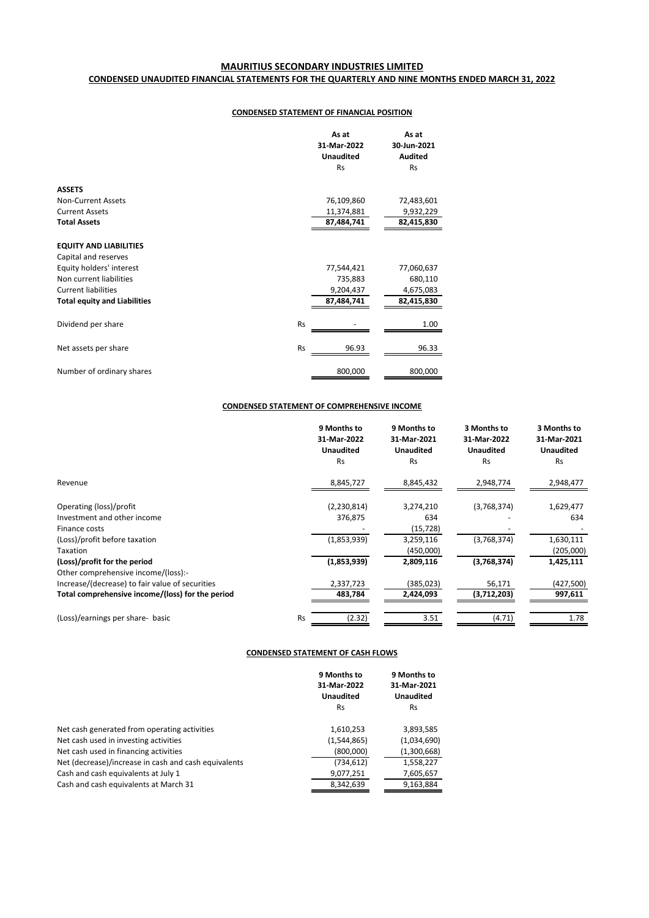# MAURITIUS SECONDARY INDUSTRIES LIMITED

## CONDENSED UNAUDITED FINANCIAL STATEMENTS FOR THE QUARTERLY AND NINE MONTHS ENDED MARCH 31, 2022

### CONDENSED STATEMENT OF FINANCIAL POSITION

| | | As at 31-Mar-2022 Unaudited Rs | As at 30-Jun-2021 Audited Rs |
|---|---|---|---|
| **ASSETS** | | | |
| Non-Current Assets | | 76,109,860 | 72,483,601 |
| Current Assets | | 11,374,881 | 9,932,229 |
| **Total Assets** | | **87,484,741** | **82,415,830** |
| **EQUITY AND LIABILITIES** | | | |
| Capital and reserves | | | |
| Equity holders' interest | | 77,544,421 | 77,060,637 |
| Non current liabilities | | 735,883 | 680,110 |
| Current liabilities | | 9,204,437 | 4,675,083 |
| **Total equity and Liabilities** | | **87,484,741** | **82,415,830** |
| Dividend per share | Rs | - | 1.00 |
| Net assets per share | Rs | 96.93 | 96.33 |
| Number of ordinary shares | | 800,000 | 800,000 |

### CONDENSED STATEMENT OF COMPREHENSIVE INCOME

| | | 9 Months to 31-Mar-2022 Unaudited Rs | 9 Months to 31-Mar-2021 Unaudited Rs | 3 Months to 31-Mar-2022 Unaudited Rs | 3 Months to 31-Mar-2021 Unaudited Rs |
|---|---|---|---|---|---|
| Revenue | | 8,845,727 | 8,845,432 | 2,948,774 | 2,948,477 |
| Operating (loss)/profit | | (2,230,814) | 3,274,210 | (3,768,374) | 1,629,477 |
| Investment and other income | | 376,875 | 634 | - | 634 |
| Finance costs | | - | (15,728) | - | - |
| (Loss)/profit before taxation | | (1,853,939) | 3,259,116 | (3,768,374) | 1,630,111 |
| Taxation | | | (450,000) | | (205,000) |
| **(Loss)/profit for the period** | | **(1,853,939)** | **2,809,116** | **(3,768,374)** | **1,425,111** |
| Other comprehensive income/(loss):- | | | | | |
| Increase/(decrease) to fair value of securities | | 2,337,723 | (385,023) | 56,171 | (427,500) |
| **Total comprehensive income/(loss) for the period** | | **483,784** | **2,424,093** | **(3,712,203)** | **997,611** |
| (Loss)/earnings per share- basic | Rs | (2.32) | 3.51 | (4.71) | 1.78 |

### CONDENSED STATEMENT OF CASH FLOWS

| | 9 Months to 31-Mar-2022 Unaudited Rs | 9 Months to 31-Mar-2021 Unaudited Rs |
|---|---|---|
| Net cash generated from operating activities | 1,610,253 | 3,893,585 |
| Net cash used in investing activities | (1,544,865) | (1,034,690) |
| Net cash used in financing activities | (800,000) | (1,300,668) |
| Net (decrease)/increase in cash and cash equivalents | (734,612) | 1,558,227 |
| Cash and cash equivalents at July 1 | 9,077,251 | 7,605,657 |
| Cash and cash equivalents at March 31 | 8,342,639 | 9,163,884 |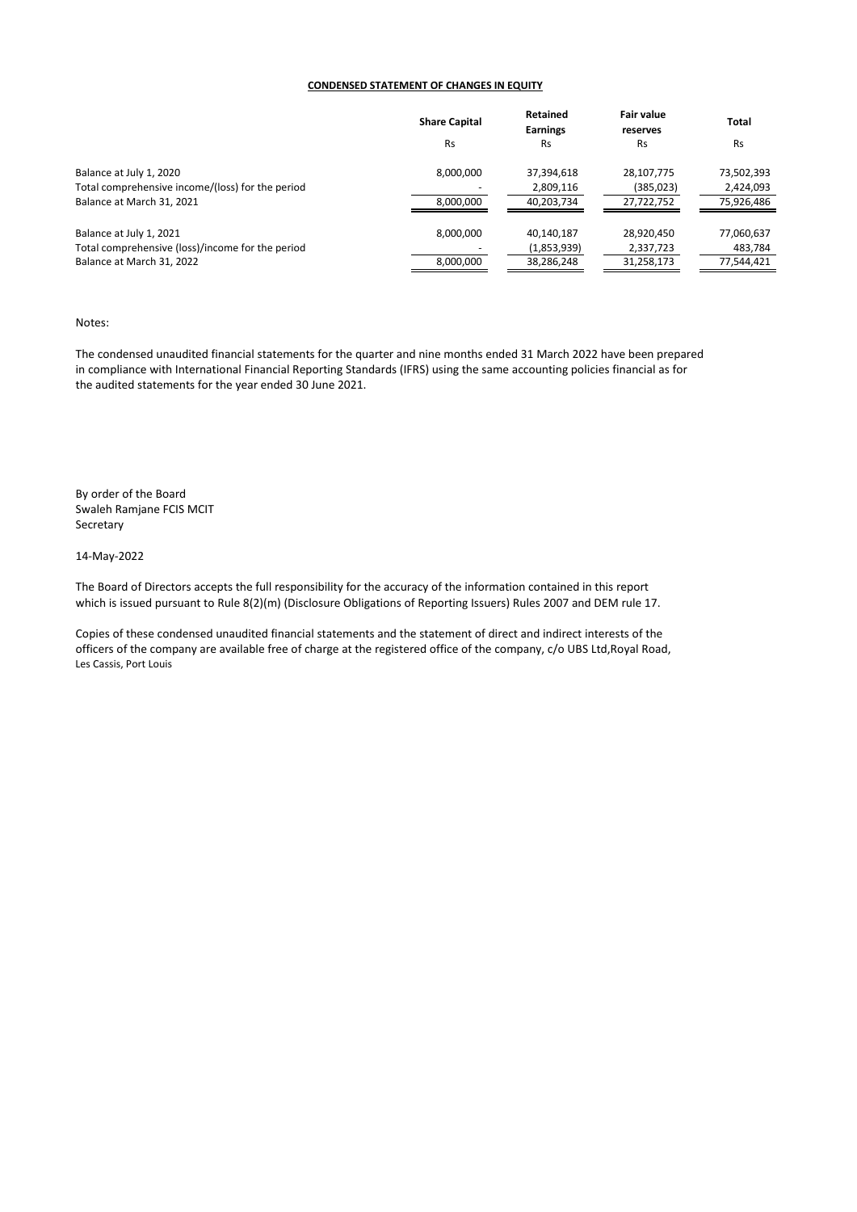**CONDENSED STATEMENT OF CHANGES IN EQUITY**

| | Share Capital | Retained Earnings | Fair value reserves | Total |
|---|---|---|---|---|
| | Rs | Rs | Rs | Rs |
| Balance at July 1, 2020 | 8,000,000 | 37,394,618 | 28,107,775 | 73,502,393 |
| Total comprehensive income/(loss) for the period | - | 2,809,116 | (385,023) | 2,424,093 |
| Balance at March 31, 2021 | 8,000,000 | 40,203,734 | 27,722,752 | 75,926,486 |
| | | | | |
| Balance at July 1, 2021 | 8,000,000 | 40,140,187 | 28,920,450 | 77,060,637 |
| Total comprehensive (loss)/income for the period | - | (1,853,939) | 2,337,723 | 483,784 |
| Balance at March 31, 2022 | 8,000,000 | 38,286,248 | 31,258,173 | 77,544,421 |

Notes:

The condensed unaudited financial statements for the quarter and nine months ended 31 March 2022 have been prepared in compliance with International Financial Reporting Standards (IFRS) using the same accounting policies financial as for the audited statements for the year ended 30 June 2021.

By order of the Board
Swaleh Ramjane FCIS MCIT
Secretary

14-May-2022

The Board of Directors accepts the full responsibility for the accuracy of the information contained in this report which is issued pursuant to Rule 8(2)(m) (Disclosure Obligations of Reporting Issuers) Rules 2007 and DEM rule 17.

Copies of these condensed unaudited financial statements and the statement of direct and indirect interests of the officers of the company are available free of charge at the registered office of the company, c/o UBS Ltd,Royal Road, Les Cassis, Port Louis